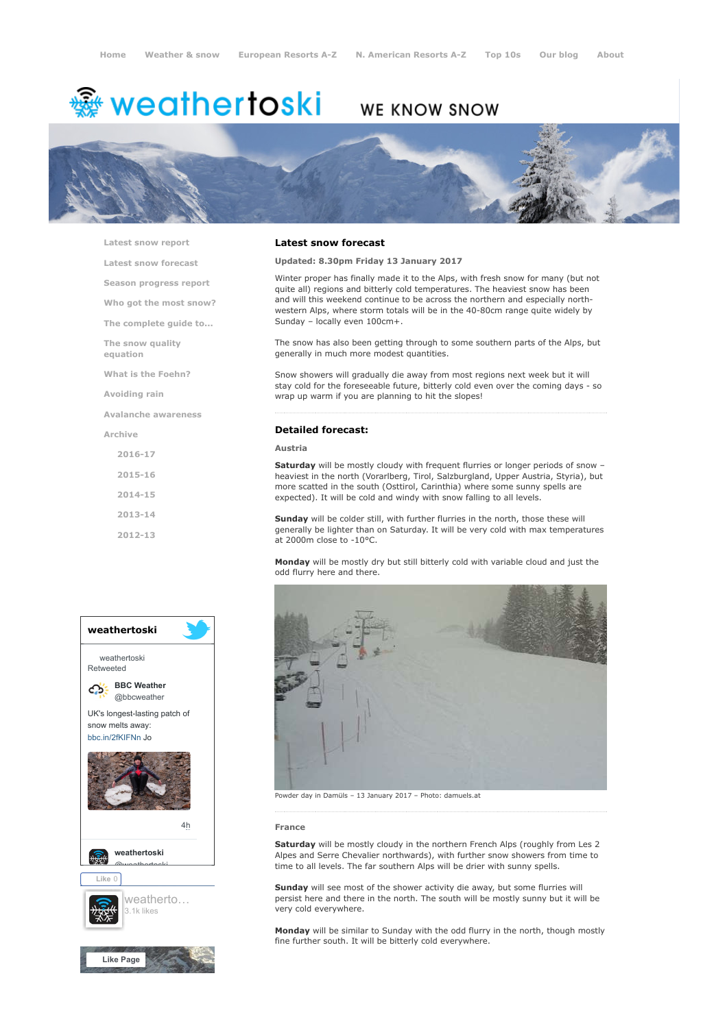Home | Weather & snow | European Resorts A-Z | N. American Resorts A-Z | Top 10s | Our blog | About

# weathertoski

WE KNOW SNOW

- Latest snow report
- Latest snow forecast
- Season progress report
- Who got the most snow?
- The complete guide to...
- The snow quality equation
- What is the Foehn?
- Avoiding rain
- Avalanche awareness
- Archive
  - 2016-17
  - 2015-16
  - 2014-15
  - 2013-14
  - 2012-13

## Latest snow forecast

**Updated: 8.30pm Friday 13 January 2017**

Winter proper has finally made it to the Alps, with fresh snow for many (but not quite all) regions and bitterly cold temperatures. The heaviest snow has been and will this weekend continue to be across the northern and especially north-western Alps, where storm totals will be in the 40-80cm range quite widely by Sunday – locally even 100cm+.

The snow has also been getting through to some southern parts of the Alps, but generally in much more modest quantities.

Snow showers will gradually die away from most regions next week but it will stay cold for the foreseeable future, bitterly cold even over the coming days - so wrap up warm if you are planning to hit the slopes!

## Detailed forecast:

### Austria

**Saturday** will be mostly cloudy with frequent flurries or longer periods of snow – heaviest in the north (Vorarlberg, Tirol, Salzburgland, Upper Austria, Styria), but more scatted in the south (Osttirol, Carinthia) where some sunny spells are expected). It will be cold and windy with snow falling to all levels.

**Sunday** will be colder still, with further flurries in the north, those these will generally be lighter than on Saturday. It will be very cold with max temperatures at 2000m close to -10°C.

**Monday** will be mostly dry but still bitterly cold with variable cloud and just the odd flurry here and there.

Powder day in Damüls – 13 January 2017 – Photo: damuels.at

### France

**Saturday** will be mostly cloudy in the northern French Alps (roughly from Les 2 Alpes and Serre Chevalier northwards), with further snow showers from time to time to all levels. The far southern Alps will be drier with sunny spells.

**Sunday** will see most of the shower activity die away, but some flurries will persist here and there in the north. The south will be mostly sunny but it will be very cold everywhere.

**Monday** will be similar to Sunday with the odd flurry in the north, though mostly fine further south. It will be bitterly cold everywhere.

weathertoski

weathertoski Retweeted

BBC Weather @bbcweather

UK's longest-lasting patch of snow melts away: bbc.in/2fKIFNn Jo

4h

weathertoski @weathertoski

Like 0

weatherto... 3.1k likes

Like Page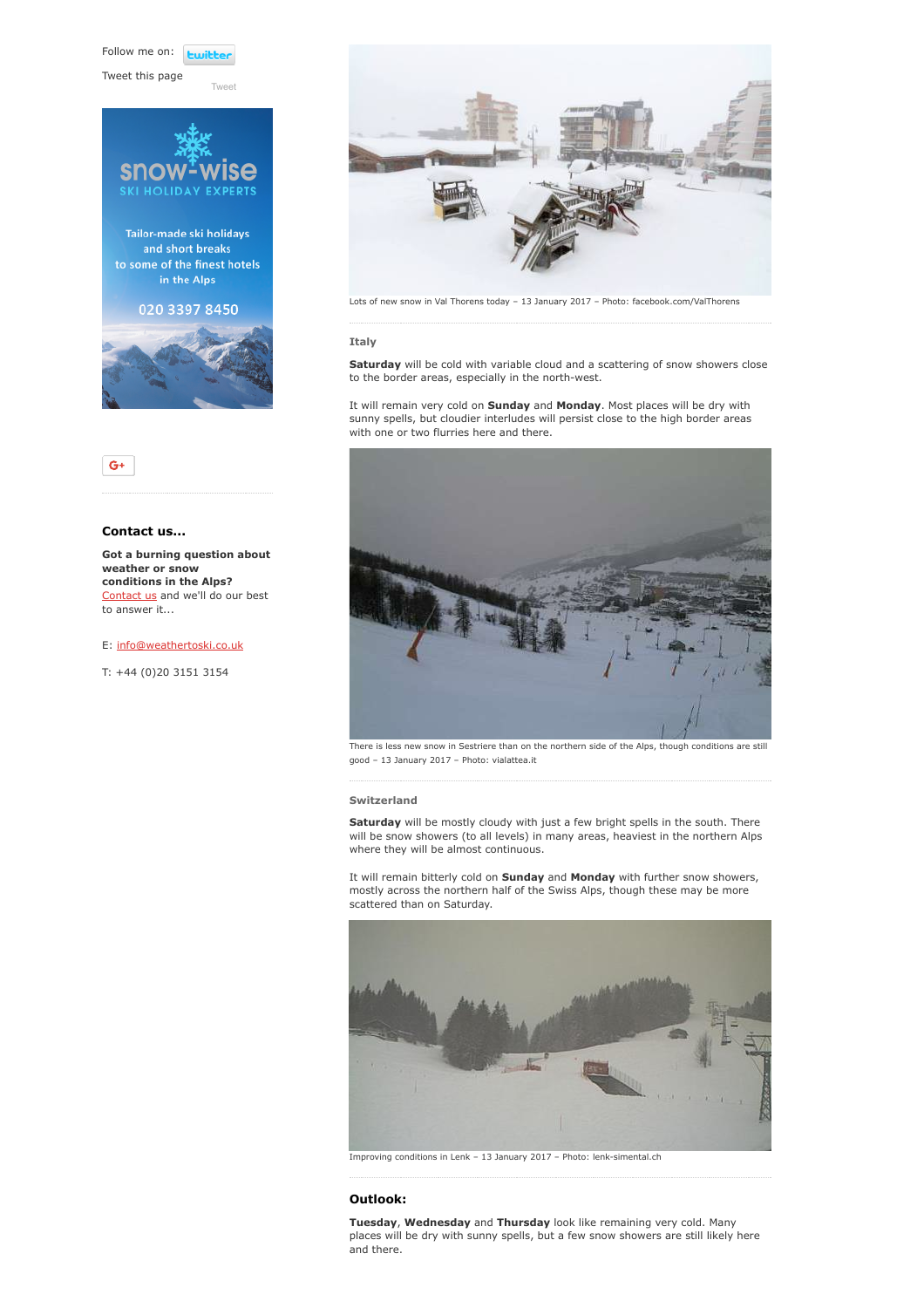Follow me on:

Tweet this page

Tweet

Tailor-made ski holidays and short breaks to some of the finest hotels in the Alps

020 3397 8450

### Contact us...

**Got a burning question about weather or snow conditions in the Alps?** Contact us and we'll do our best to answer it...

E: info@weathertoski.co.uk

T: +44 (0)20 3151 3154

Lots of new snow in Val Thorens today – 13 January 2017 – Photo: facebook.com/ValThorens

### Italy

**Saturday** will be cold with variable cloud and a scattering of snow showers close to the border areas, especially in the north-west.

It will remain very cold on **Sunday** and **Monday**. Most places will be dry with sunny spells, but cloudier interludes will persist close to the high border areas with one or two flurries here and there.

There is less new snow in Sestriere than on the northern side of the Alps, though conditions are still good – 13 January 2017 – Photo: vialattea.it

### Switzerland

**Saturday** will be mostly cloudy with just a few bright spells in the south. There will be snow showers (to all levels) in many areas, heaviest in the northern Alps where they will be almost continuous.

It will remain bitterly cold on **Sunday** and **Monday** with further snow showers, mostly across the northern half of the Swiss Alps, though these may be more scattered than on Saturday.

Improving conditions in Lenk – 13 January 2017 – Photo: lenk-simental.ch

## Outlook:

**Tuesday**, **Wednesday** and **Thursday** look like remaining very cold. Many places will be dry with sunny spells, but a few snow showers are still likely here and there.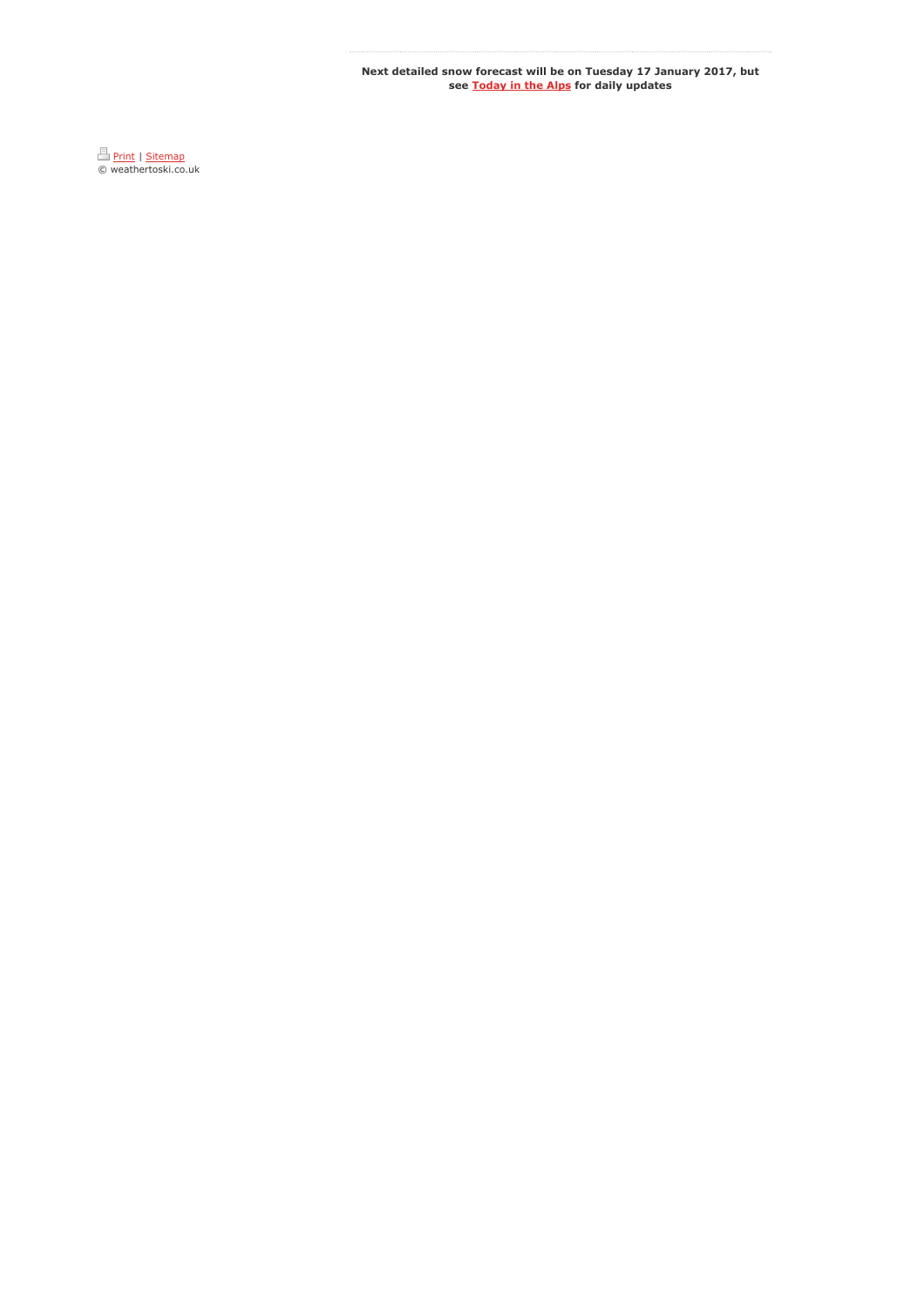**Next detailed snow forecast will be on Tuesday 17 January 2017, but see Today in the Alps for daily updates**

Print | Sitemap
© weathertoski.co.uk